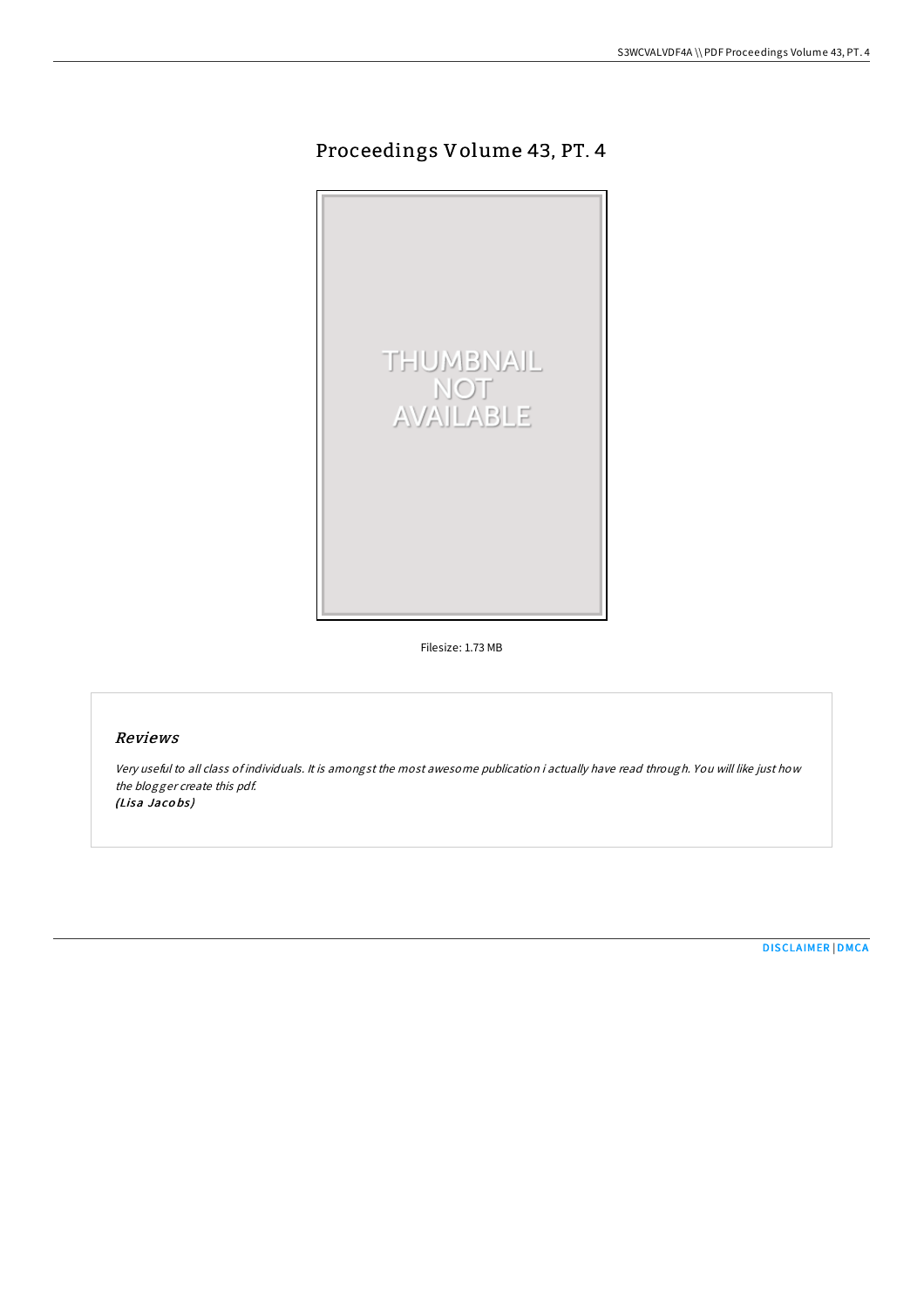# Proceedings Volume 43, PT. 4

Filesize: 1.73 MB

## Reviews

*Very useful to all class of individuals. It is amongst the most awesome publication i actually have read through. You will like just how the blogger create this pdf.*
*(Lisa Jacobs)*

DISCLAIMER | DMCA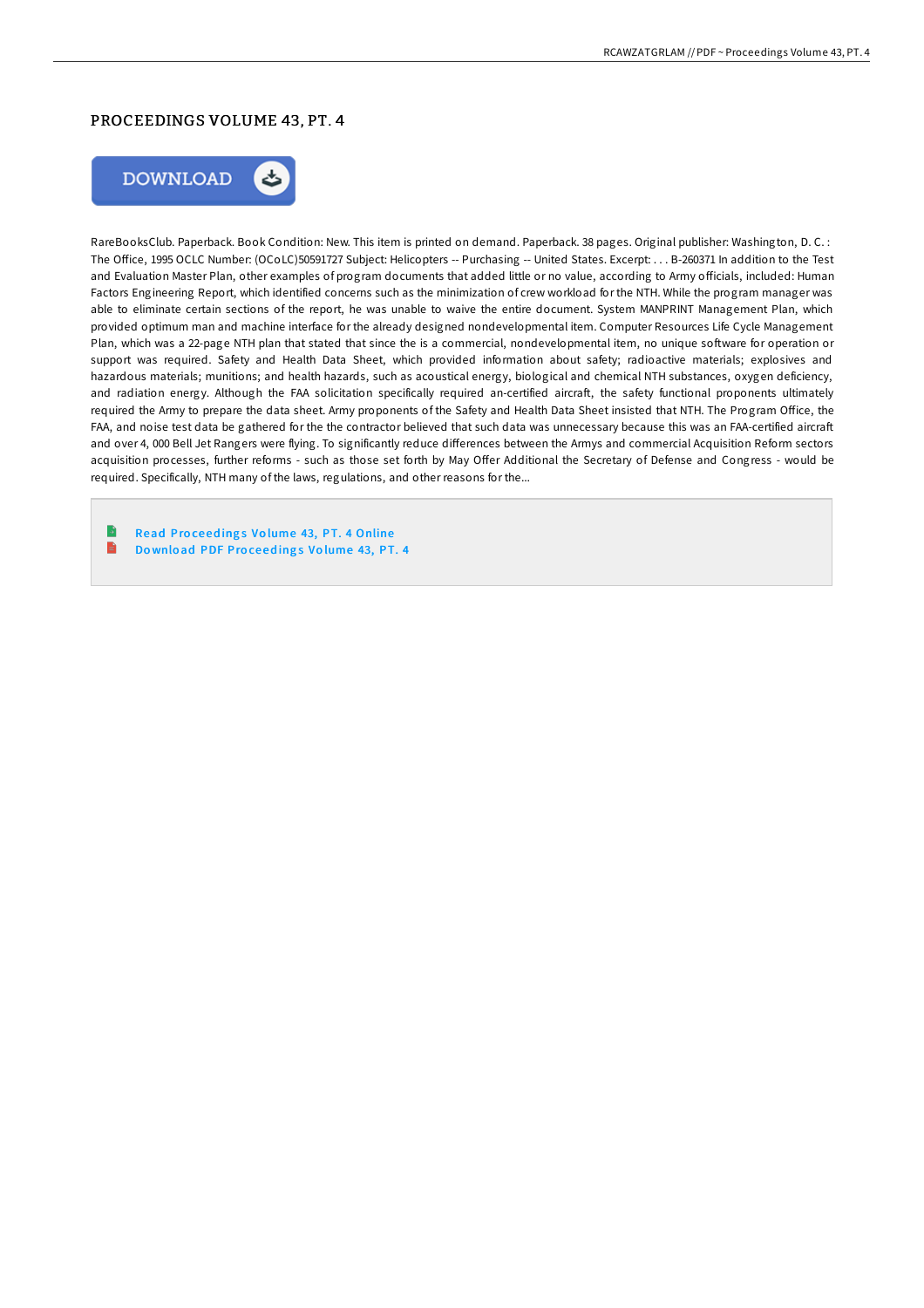# PROCEEDINGS VOLUME 43, PT. 4

DOWNLOAD

RareBooksClub. Paperback. Book Condition: New. This item is printed on demand. Paperback. 38 pages. Original publisher: Washington, D. C. : The Office, 1995 OCLC Number: (OCoLC)50591727 Subject: Helicopters -- Purchasing -- United States. Excerpt: . . . B-260371 In addition to the Test and Evaluation Master Plan, other examples of program documents that added little or no value, according to Army officials, included: Human Factors Engineering Report, which identified concerns such as the minimization of crew workload for the NTH. While the program manager was able to eliminate certain sections of the report, he was unable to waive the entire document. System MANPRINT Management Plan, which provided optimum man and machine interface for the already designed nondevelopmental item. Computer Resources Life Cycle Management Plan, which was a 22-page NTH plan that stated that since the is a commercial, nondevelopmental item, no unique software for operation or support was required. Safety and Health Data Sheet, which provided information about safety; radioactive materials; explosives and hazardous materials; munitions; and health hazards, such as acoustical energy, biological and chemical NTH substances, oxygen deficiency, and radiation energy. Although the FAA solicitation specifically required an-certified aircraft, the safety functional proponents ultimately required the Army to prepare the data sheet. Army proponents of the Safety and Health Data Sheet insisted that NTH. The Program Office, the FAA, and noise test data be gathered for the the contractor believed that such data was unnecessary because this was an FAA-certified aircraft and over 4, 000 Bell Jet Rangers were flying. To significantly reduce differences between the Armys and commercial Acquisition Reform sectors acquisition processes, further reforms - such as those set forth by May Offer Additional the Secretary of Defense and Congress - would be required. Specifically, NTH many of the laws, regulations, and other reasons for the...

- Read Proceedings Volume 43, PT. 4 Online
- Download PDF Proceedings Volume 43, PT. 4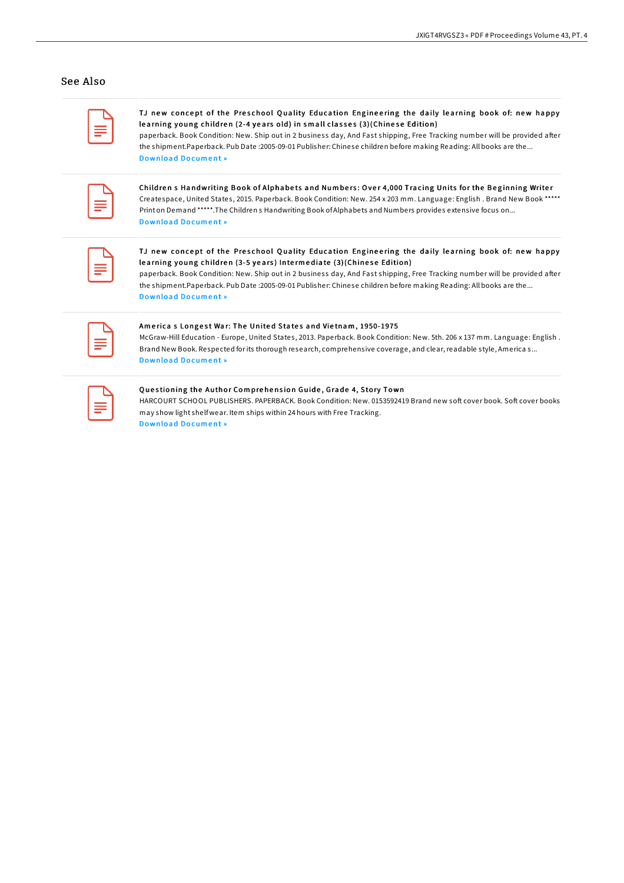## See Also

**TJ new concept of the Preschool Quality Education Engineering the daily learning book of: new happy learning young children (2-4 years old) in small classes (3)(Chinese Edition)**
paperback. Book Condition: New. Ship out in 2 business day, And Fast shipping, Free Tracking number will be provided after the shipment.Paperback. Pub Date :2005-09-01 Publisher: Chinese children before making Reading: All books are the...
Download Document »

**Children s Handwriting Book of Alphabets and Numbers: Over 4,000 Tracing Units for the Beginning Writer**
Createspace, United States, 2015. Paperback. Book Condition: New. 254 x 203 mm. Language: English . Brand New Book ***** Print on Demand *****.The Children s Handwriting Book of Alphabets and Numbers provides extensive focus on...
Download Document »

**TJ new concept of the Preschool Quality Education Engineering the daily learning book of: new happy learning young children (3-5 years) Intermediate (3)(Chinese Edition)**
paperback. Book Condition: New. Ship out in 2 business day, And Fast shipping, Free Tracking number will be provided after the shipment.Paperback. Pub Date :2005-09-01 Publisher: Chinese children before making Reading: All books are the...
Download Document »

**America s Longest War: The United States and Vietnam, 1950-1975**
McGraw-Hill Education - Europe, United States, 2013. Paperback. Book Condition: New. 5th. 206 x 137 mm. Language: English . Brand New Book. Respected for its thorough research, comprehensive coverage, and clear, readable style, America s...
Download Document »

**Questioning the Author Comprehension Guide, Grade 4, Story Town**
HARCOURT SCHOOL PUBLISHERS. PAPERBACK. Book Condition: New. 0153592419 Brand new soft cover book. Soft cover books may show light shelf wear. Item ships within 24 hours with Free Tracking.
Download Document »